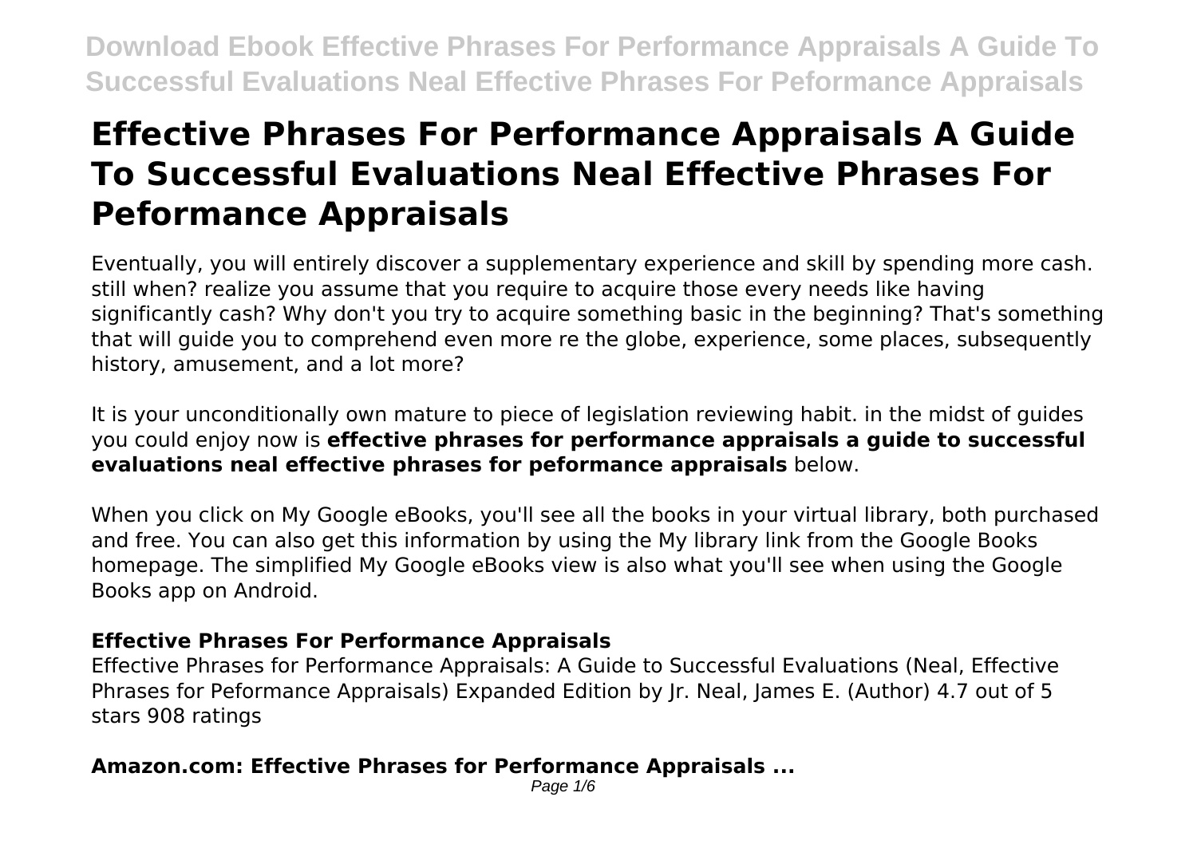# Effective Phrases For Performance Appraisals A Guide To Successful Evaluations Neal Effective Phrases For Peformance Appraisals

Eventually, you will entirely discover a supplementary experience and skill by spending more cash. still when? realize you assume that you require to acquire those every needs like having significantly cash? Why don't you try to acquire something basic in the beginning? That's something that will guide you to comprehend even more re the globe, experience, some places, subsequently history, amusement, and a lot more?

It is your unconditionally own mature to piece of legislation reviewing habit. in the midst of guides you could enjoy now is **effective phrases for performance appraisals a guide to successful evaluations neal effective phrases for peformance appraisals** below.

When you click on My Google eBooks, you'll see all the books in your virtual library, both purchased and free. You can also get this information by using the My library link from the Google Books homepage. The simplified My Google eBooks view is also what you'll see when using the Google Books app on Android.

### Effective Phrases For Performance Appraisals

Effective Phrases for Performance Appraisals: A Guide to Successful Evaluations (Neal, Effective Phrases for Peformance Appraisals) Expanded Edition by Jr. Neal, James E. (Author) 4.7 out of 5 stars 908 ratings

### Amazon.com: Effective Phrases for Performance Appraisals ...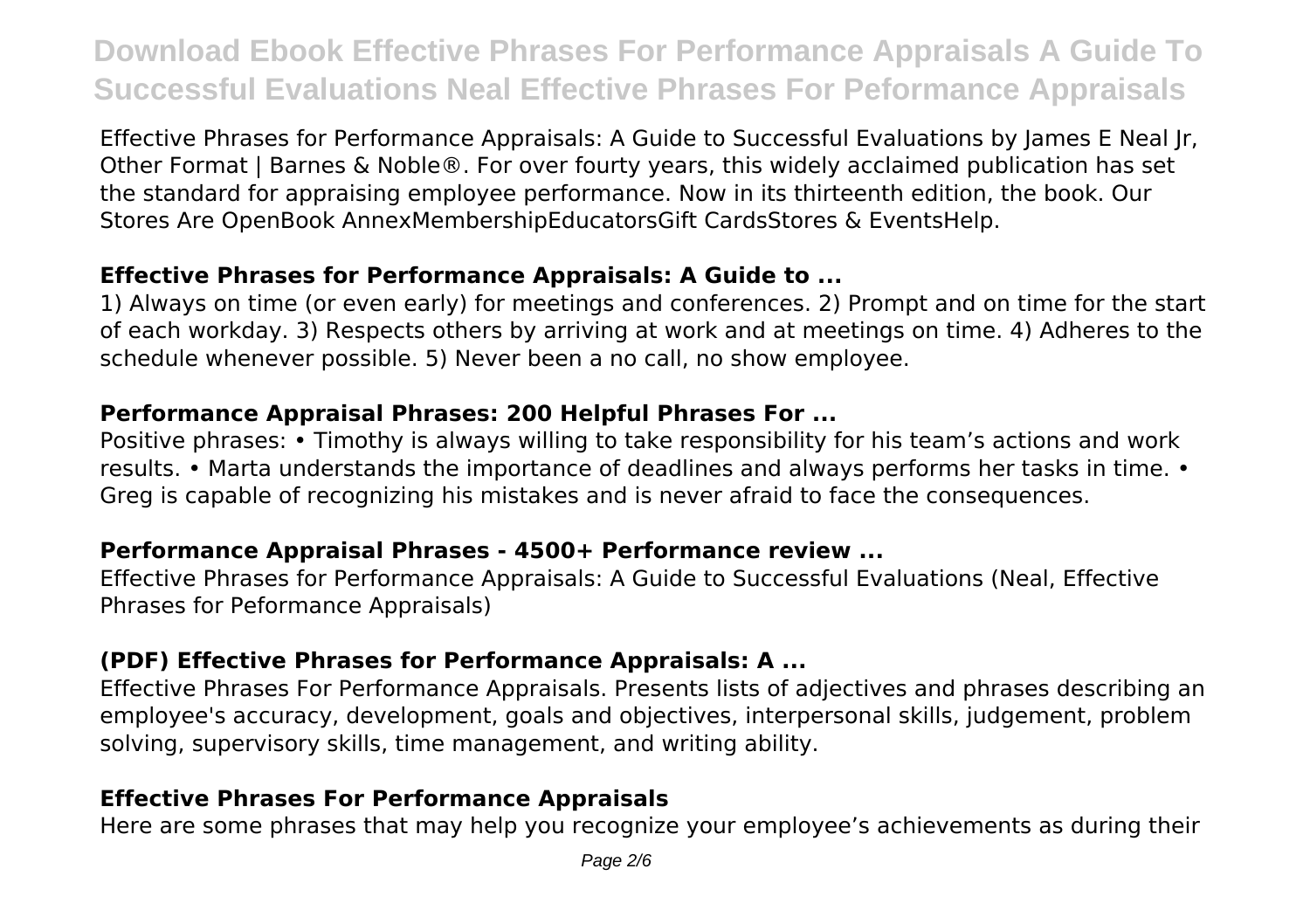Effective Phrases for Performance Appraisals: A Guide to Successful Evaluations by James E Neal Jr, Other Format | Barnes & Noble®. For over fourty years, this widely acclaimed publication has set the standard for appraising employee performance. Now in its thirteenth edition, the book. Our Stores Are OpenBook AnnexMembershipEducatorsGift CardsStores & EventsHelp.

### Effective Phrases for Performance Appraisals: A Guide to ...

1) Always on time (or even early) for meetings and conferences. 2) Prompt and on time for the start of each workday. 3) Respects others by arriving at work and at meetings on time. 4) Adheres to the schedule whenever possible. 5) Never been a no call, no show employee.

### Performance Appraisal Phrases: 200 Helpful Phrases For ...

Positive phrases: • Timothy is always willing to take responsibility for his team's actions and work results. • Marta understands the importance of deadlines and always performs her tasks in time. • Greg is capable of recognizing his mistakes and is never afraid to face the consequences.

### Performance Appraisal Phrases - 4500+ Performance review ...

Effective Phrases for Performance Appraisals: A Guide to Successful Evaluations (Neal, Effective Phrases for Peformance Appraisals)

### (PDF) Effective Phrases for Performance Appraisals: A ...

Effective Phrases For Performance Appraisals. Presents lists of adjectives and phrases describing an employee's accuracy, development, goals and objectives, interpersonal skills, judgement, problem solving, supervisory skills, time management, and writing ability.

### Effective Phrases For Performance Appraisals

Here are some phrases that may help you recognize your employee's achievements as during their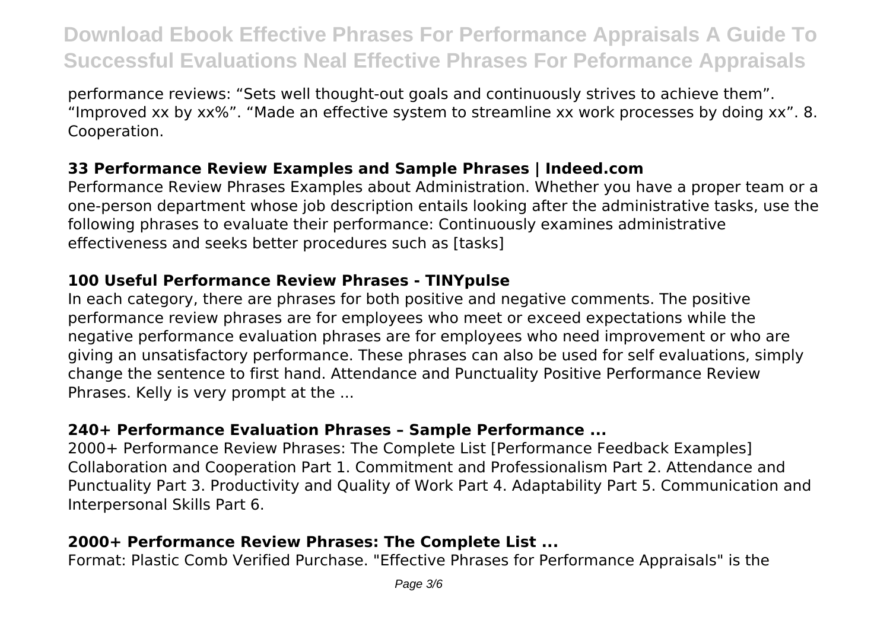performance reviews: “Sets well thought-out goals and continuously strives to achieve them”. “Improved xx by xx%”. “Made an effective system to streamline xx work processes by doing xx”. 8. Cooperation.

## 33 Performance Review Examples and Sample Phrases | Indeed.com

Performance Review Phrases Examples about Administration. Whether you have a proper team or a one-person department whose job description entails looking after the administrative tasks, use the following phrases to evaluate their performance: Continuously examines administrative effectiveness and seeks better procedures such as [tasks]

## 100 Useful Performance Review Phrases - TINYpulse

In each category, there are phrases for both positive and negative comments. The positive performance review phrases are for employees who meet or exceed expectations while the negative performance evaluation phrases are for employees who need improvement or who are giving an unsatisfactory performance. These phrases can also be used for self evaluations, simply change the sentence to first hand. Attendance and Punctuality Positive Performance Review Phrases. Kelly is very prompt at the ...

## 240+ Performance Evaluation Phrases – Sample Performance ...

2000+ Performance Review Phrases: The Complete List [Performance Feedback Examples] Collaboration and Cooperation Part 1. Commitment and Professionalism Part 2. Attendance and Punctuality Part 3. Productivity and Quality of Work Part 4. Adaptability Part 5. Communication and Interpersonal Skills Part 6.

## 2000+ Performance Review Phrases: The Complete List ...

Format: Plastic Comb Verified Purchase. "Effective Phrases for Performance Appraisals" is the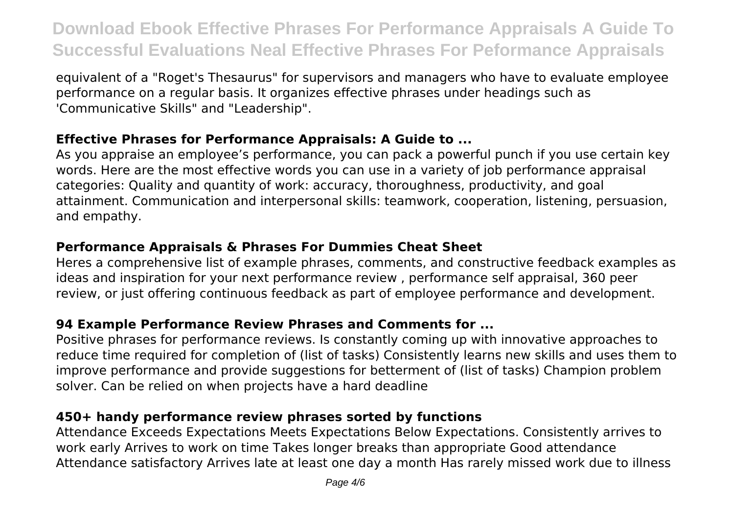equivalent of a "Roget's Thesaurus" for supervisors and managers who have to evaluate employee performance on a regular basis. It organizes effective phrases under headings such as 'Communicative Skills" and "Leadership".

## Effective Phrases for Performance Appraisals: A Guide to ...

As you appraise an employee's performance, you can pack a powerful punch if you use certain key words. Here are the most effective words you can use in a variety of job performance appraisal categories: Quality and quantity of work: accuracy, thoroughness, productivity, and goal attainment. Communication and interpersonal skills: teamwork, cooperation, listening, persuasion, and empathy.

## Performance Appraisals & Phrases For Dummies Cheat Sheet

Heres a comprehensive list of example phrases, comments, and constructive feedback examples as ideas and inspiration for your next performance review , performance self appraisal, 360 peer review, or just offering continuous feedback as part of employee performance and development.

## 94 Example Performance Review Phrases and Comments for ...

Positive phrases for performance reviews. Is constantly coming up with innovative approaches to reduce time required for completion of (list of tasks) Consistently learns new skills and uses them to improve performance and provide suggestions for betterment of (list of tasks) Champion problem solver. Can be relied on when projects have a hard deadline

## 450+ handy performance review phrases sorted by functions

Attendance Exceeds Expectations Meets Expectations Below Expectations. Consistently arrives to work early Arrives to work on time Takes longer breaks than appropriate Good attendance Attendance satisfactory Arrives late at least one day a month Has rarely missed work due to illness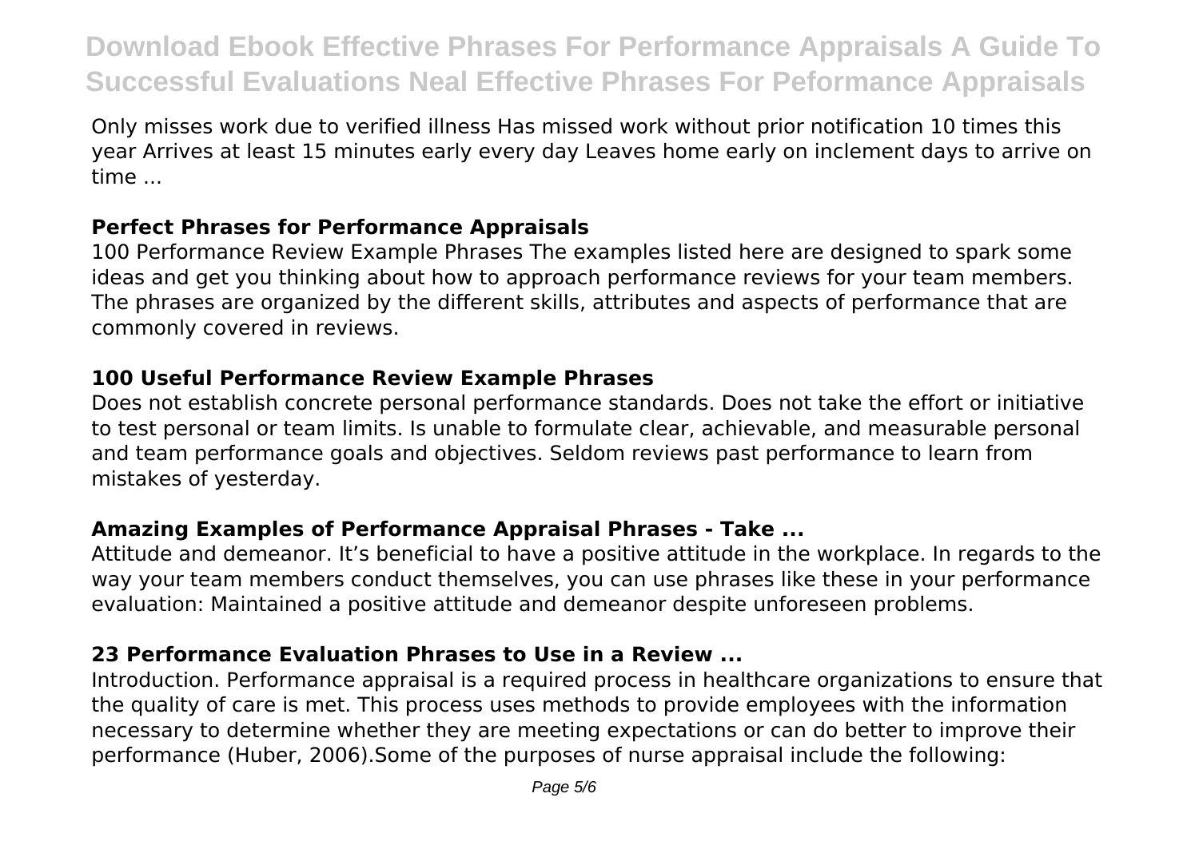Only misses work due to verified illness Has missed work without prior notification 10 times this year Arrives at least 15 minutes early every day Leaves home early on inclement days to arrive on time ...

### Perfect Phrases for Performance Appraisals

100 Performance Review Example Phrases The examples listed here are designed to spark some ideas and get you thinking about how to approach performance reviews for your team members. The phrases are organized by the different skills, attributes and aspects of performance that are commonly covered in reviews.

### 100 Useful Performance Review Example Phrases

Does not establish concrete personal performance standards. Does not take the effort or initiative to test personal or team limits. Is unable to formulate clear, achievable, and measurable personal and team performance goals and objectives. Seldom reviews past performance to learn from mistakes of yesterday.

### Amazing Examples of Performance Appraisal Phrases - Take ...

Attitude and demeanor. It's beneficial to have a positive attitude in the workplace. In regards to the way your team members conduct themselves, you can use phrases like these in your performance evaluation: Maintained a positive attitude and demeanor despite unforeseen problems.

### 23 Performance Evaluation Phrases to Use in a Review ...

Introduction. Performance appraisal is a required process in healthcare organizations to ensure that the quality of care is met. This process uses methods to provide employees with the information necessary to determine whether they are meeting expectations or can do better to improve their performance (Huber, 2006).Some of the purposes of nurse appraisal include the following: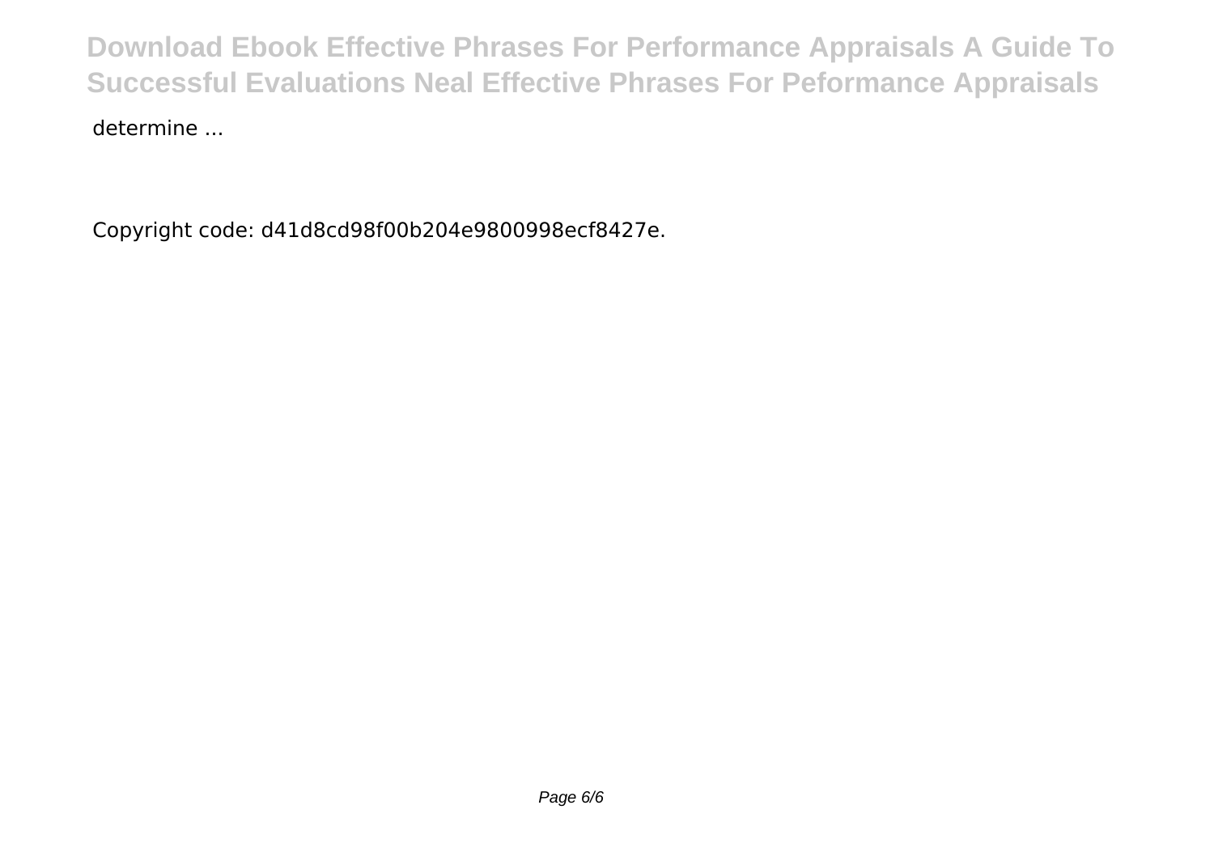determine ...

Copyright code: d41d8cd98f00b204e9800998ecf8427e.